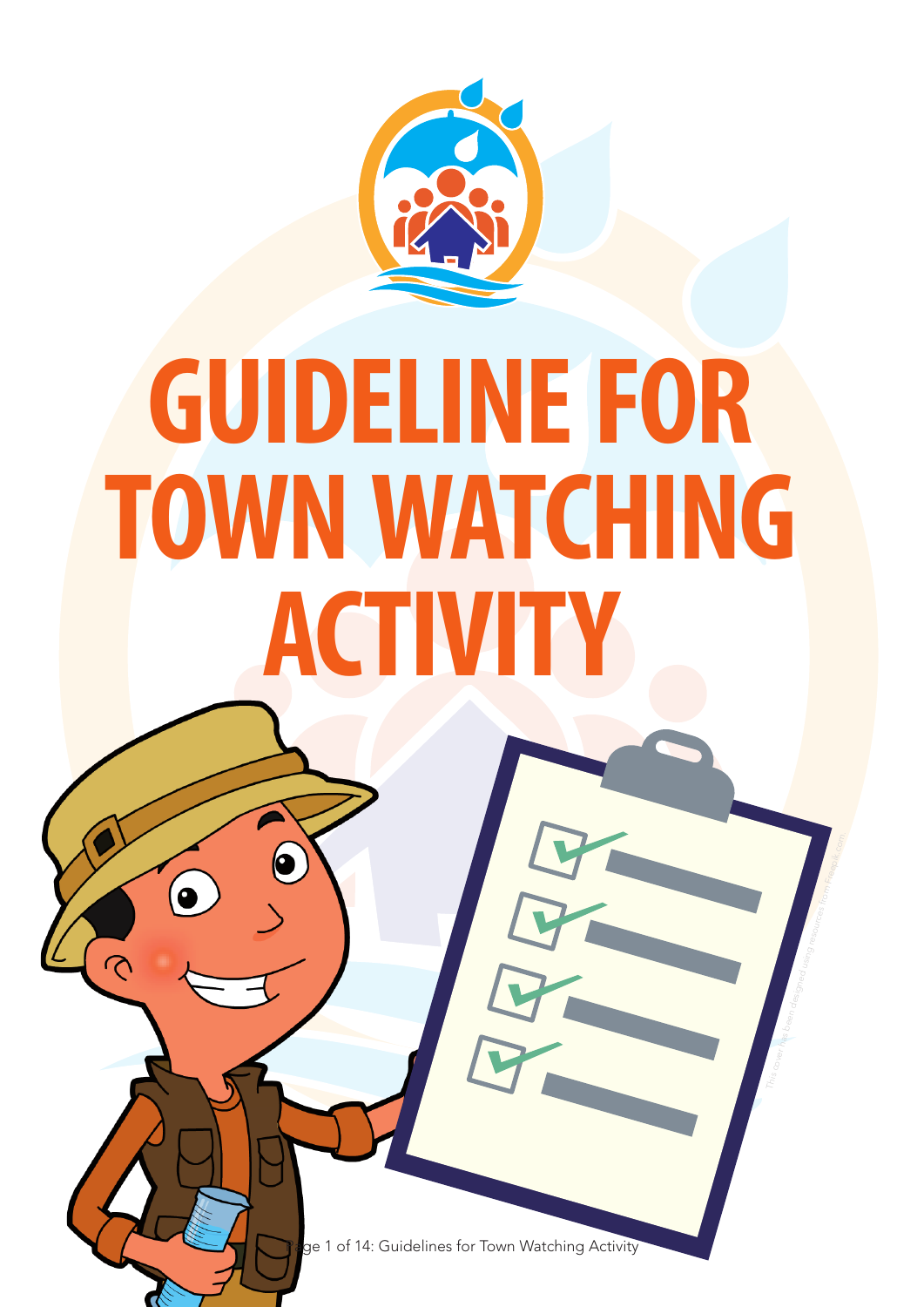# GUIDELINE FOR TOWN WATCHING ACTIVITY

This cover has been designed using resources from Freepik.com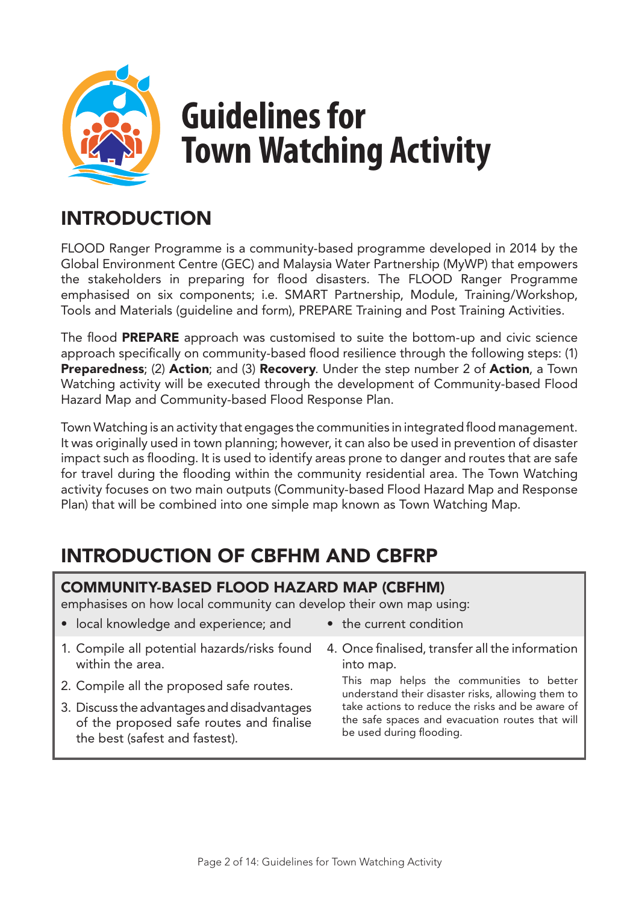# Guidelines for Town Watching Activity

## INTRODUCTION

FLOOD Ranger Programme is a community-based programme developed in 2014 by the Global Environment Centre (GEC) and Malaysia Water Partnership (MyWP) that empowers the stakeholders in preparing for flood disasters. The FLOOD Ranger Programme emphasised on six components; i.e. SMART Partnership, Module, Training/Workshop, Tools and Materials (guideline and form), PREPARE Training and Post Training Activities.

The flood **PREPARE** approach was customised to suite the bottom-up and civic science approach specifically on community-based flood resilience through the following steps: (1) **Preparedness**; (2) **Action**; and (3) **Recovery**. Under the step number 2 of **Action**, a Town Watching activity will be executed through the development of Community-based Flood Hazard Map and Community-based Flood Response Plan.

Town Watching is an activity that engages the communities in integrated flood management. It was originally used in town planning; however, it can also be used in prevention of disaster impact such as flooding. It is used to identify areas prone to danger and routes that are safe for travel during the flooding within the community residential area. The Town Watching activity focuses on two main outputs (Community-based Flood Hazard Map and Response Plan) that will be combined into one simple map known as Town Watching Map.

## INTRODUCTION OF CBFHM AND CBFRP

### COMMUNITY-BASED FLOOD HAZARD MAP (CBFHM)

emphasises on how local community can develop their own map using:

- local knowledge and experience; and
- the current condition

1. Compile all potential hazards/risks found within the area.
2. Compile all the proposed safe routes.
3. Discuss the advantages and disadvantages of the proposed safe routes and finalise the best (safest and fastest).
4. Once finalised, transfer all the information into map.

   This map helps the communities to better understand their disaster risks, allowing them to take actions to reduce the risks and be aware of the safe spaces and evacuation routes that will be used during flooding.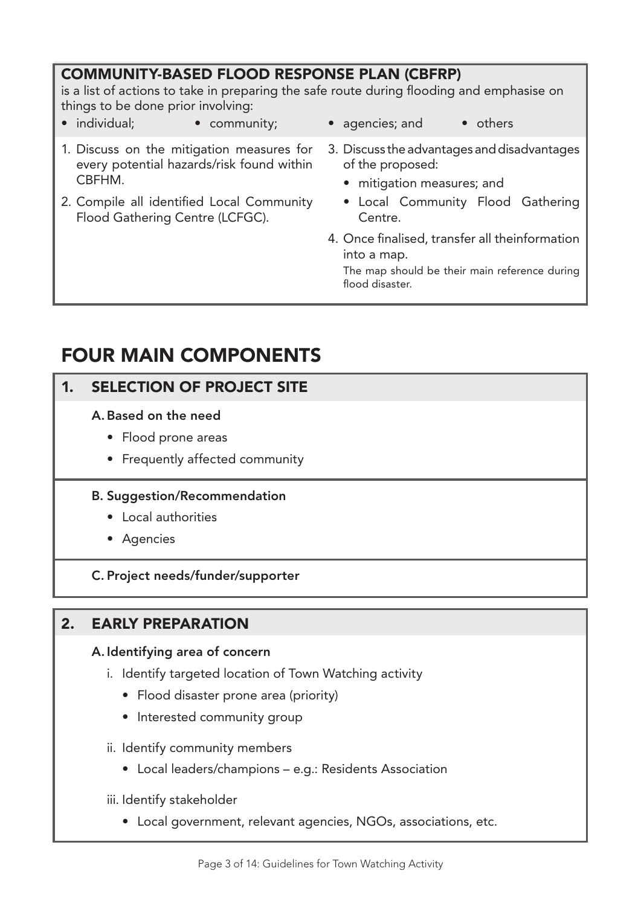## COMMUNITY-BASED FLOOD RESPONSE PLAN (CBFRP)

is a list of actions to take in preparing the safe route during flooding and emphasise on things to be done prior involving:

- individual;
- community;
- agencies; and
- others

1. Discuss on the mitigation measures for every potential hazards/risk found within CBFHM.
2. Compile all identified Local Community Flood Gathering Centre (LCFGC).
3. Discuss the advantages and disadvantages of the proposed:
   - mitigation measures; and
   - Local Community Flood Gathering Centre.
4. Once finalised, transfer all theinformation into a map.

   The map should be their main reference during flood disaster.

# FOUR MAIN COMPONENTS

## 1. SELECTION OF PROJECT SITE

**A. Based on the need**

- Flood prone areas
- Frequently affected community

**B. Suggestion/Recommendation**

- Local authorities
- Agencies

**C. Project needs/funder/supporter**

## 2. EARLY PREPARATION

**A. Identifying area of concern**

i. Identify targeted location of Town Watching activity
   - Flood disaster prone area (priority)
   - Interested community group

ii. Identify community members
   - Local leaders/champions – e.g.: Residents Association

iii. Identify stakeholder
   - Local government, relevant agencies, NGOs, associations, etc.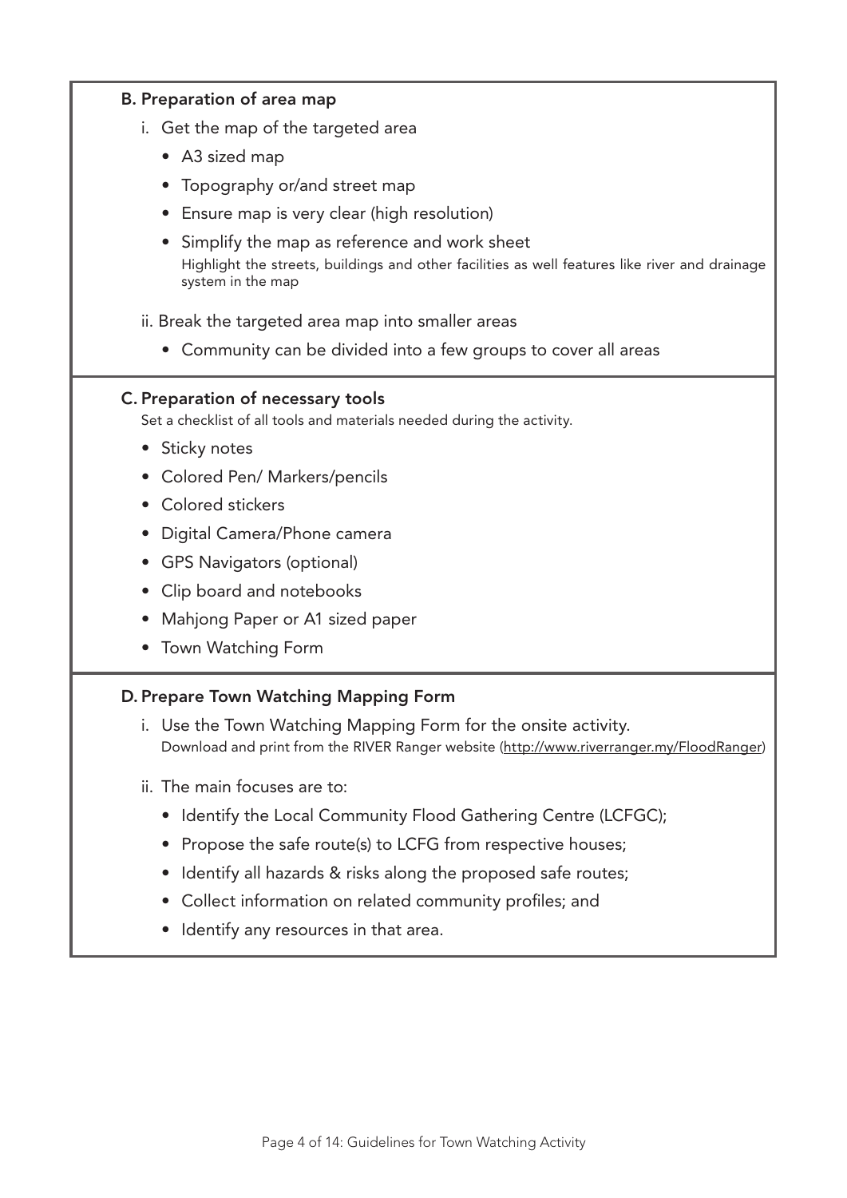### B. Preparation of area map

i. Get the map of the targeted area

- A3 sized map
- Topography or/and street map
- Ensure map is very clear (high resolution)
- Simplify the map as reference and work sheet
  Highlight the streets, buildings and other facilities as well features like river and drainage system in the map

ii. Break the targeted area map into smaller areas

- Community can be divided into a few groups to cover all areas

### C. Preparation of necessary tools

Set a checklist of all tools and materials needed during the activity.

- Sticky notes
- Colored Pen/ Markers/pencils
- Colored stickers
- Digital Camera/Phone camera
- GPS Navigators (optional)
- Clip board and notebooks
- Mahjong Paper or A1 sized paper
- Town Watching Form

### D. Prepare Town Watching Mapping Form

i. Use the Town Watching Mapping Form for the onsite activity.
   Download and print from the RIVER Ranger website (http://www.riverranger.my/FloodRanger)

ii. The main focuses are to:

- Identify the Local Community Flood Gathering Centre (LCFGC);
- Propose the safe route(s) to LCFG from respective houses;
- Identify all hazards & risks along the proposed safe routes;
- Collect information on related community profiles; and
- Identify any resources in that area.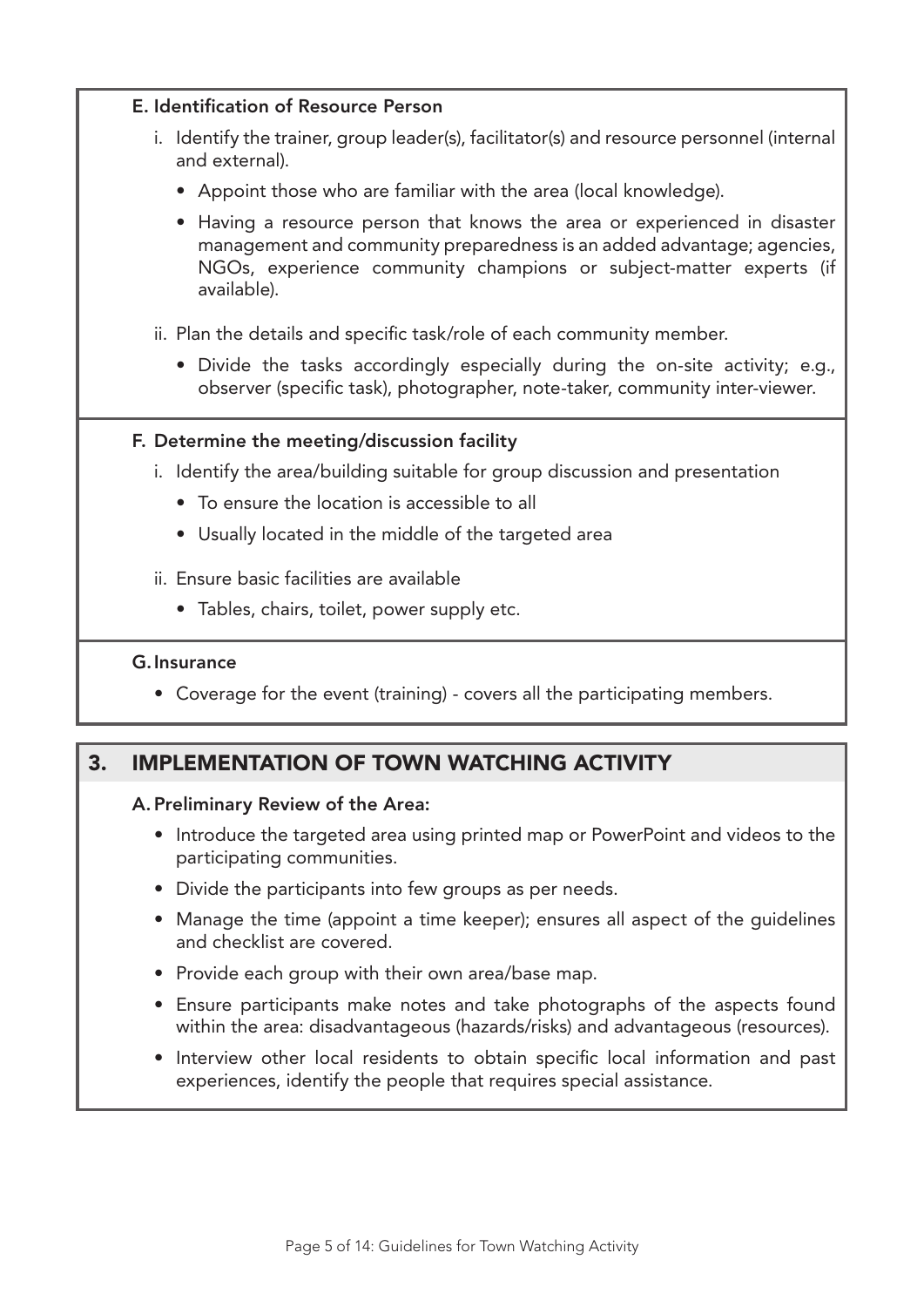### E. Identification of Resource Person

i. Identify the trainer, group leader(s), facilitator(s) and resource personnel (internal and external).

- Appoint those who are familiar with the area (local knowledge).
- Having a resource person that knows the area or experienced in disaster management and community preparedness is an added advantage; agencies, NGOs, experience community champions or subject-matter experts (if available).

ii. Plan the details and specific task/role of each community member.

- Divide the tasks accordingly especially during the on-site activity; e.g., observer (specific task), photographer, note-taker, community inter-viewer.

### F. Determine the meeting/discussion facility

i. Identify the area/building suitable for group discussion and presentation

- To ensure the location is accessible to all
- Usually located in the middle of the targeted area

ii. Ensure basic facilities are available

- Tables, chairs, toilet, power supply etc.

### G. Insurance

- Coverage for the event (training) - covers all the participating members.

## 3. IMPLEMENTATION OF TOWN WATCHING ACTIVITY

### A. Preliminary Review of the Area:

- Introduce the targeted area using printed map or PowerPoint and videos to the participating communities.
- Divide the participants into few groups as per needs.
- Manage the time (appoint a time keeper); ensures all aspect of the guidelines and checklist are covered.
- Provide each group with their own area/base map.
- Ensure participants make notes and take photographs of the aspects found within the area: disadvantageous (hazards/risks) and advantageous (resources).
- Interview other local residents to obtain specific local information and past experiences, identify the people that requires special assistance.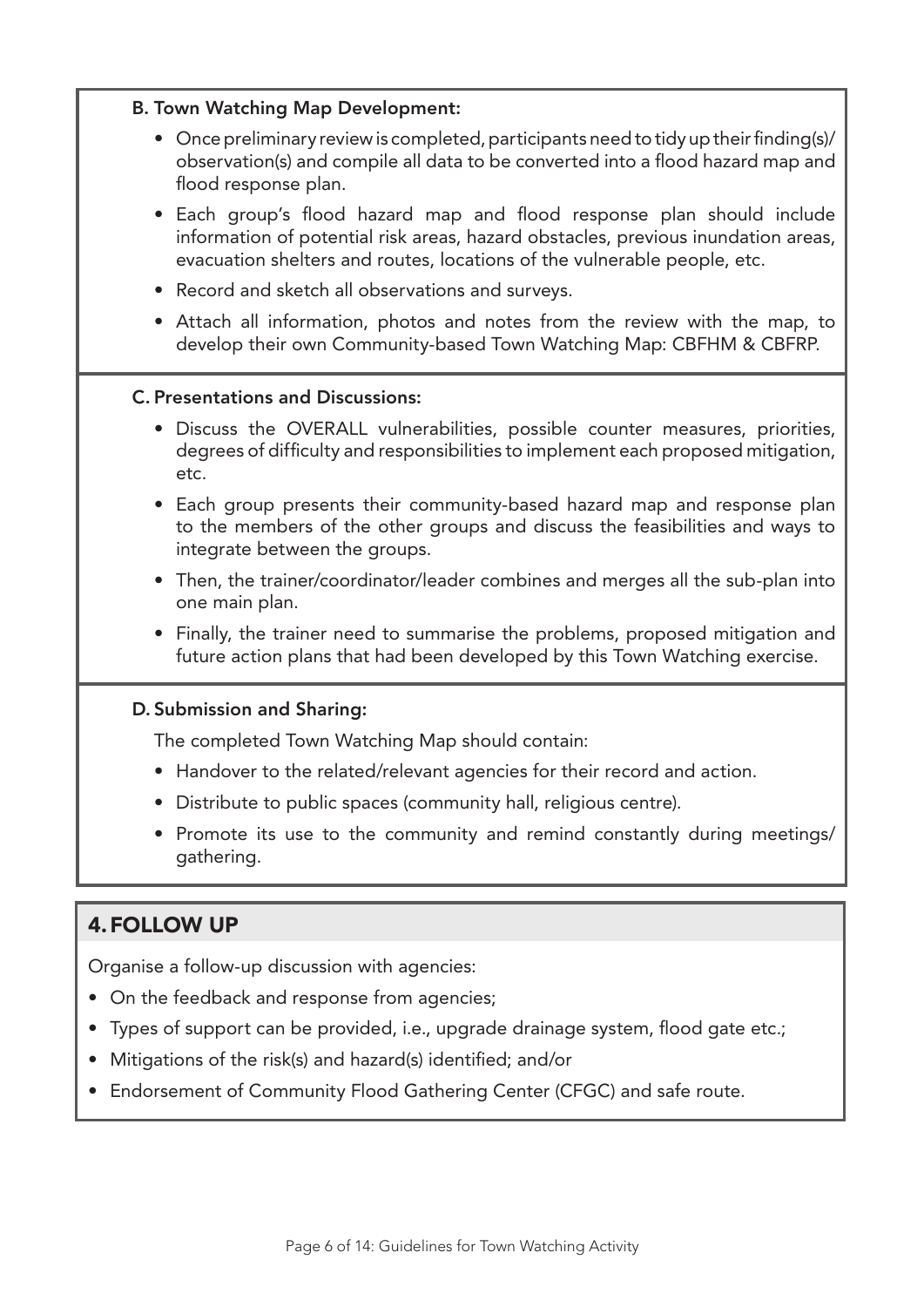**B. Town Watching Map Development:**

- Once preliminary review is completed, participants need to tidy up their finding(s)/ observation(s) and compile all data to be converted into a flood hazard map and flood response plan.
- Each group's flood hazard map and flood response plan should include information of potential risk areas, hazard obstacles, previous inundation areas, evacuation shelters and routes, locations of the vulnerable people, etc.
- Record and sketch all observations and surveys.
- Attach all information, photos and notes from the review with the map, to develop their own Community-based Town Watching Map: CBFHM & CBFRP.

**C. Presentations and Discussions:**

- Discuss the OVERALL vulnerabilities, possible counter measures, priorities, degrees of difficulty and responsibilities to implement each proposed mitigation, etc.
- Each group presents their community-based hazard map and response plan to the members of the other groups and discuss the feasibilities and ways to integrate between the groups.
- Then, the trainer/coordinator/leader combines and merges all the sub-plan into one main plan.
- Finally, the trainer need to summarise the problems, proposed mitigation and future action plans that had been developed by this Town Watching exercise.

**D. Submission and Sharing:**

The completed Town Watching Map should contain:

- Handover to the related/relevant agencies for their record and action.
- Distribute to public spaces (community hall, religious centre).
- Promote its use to the community and remind constantly during meetings/ gathering.

## 4. FOLLOW UP

Organise a follow-up discussion with agencies:

- On the feedback and response from agencies;
- Types of support can be provided, i.e., upgrade drainage system, flood gate etc.;
- Mitigations of the risk(s) and hazard(s) identified; and/or
- Endorsement of Community Flood Gathering Center (CFGC) and safe route.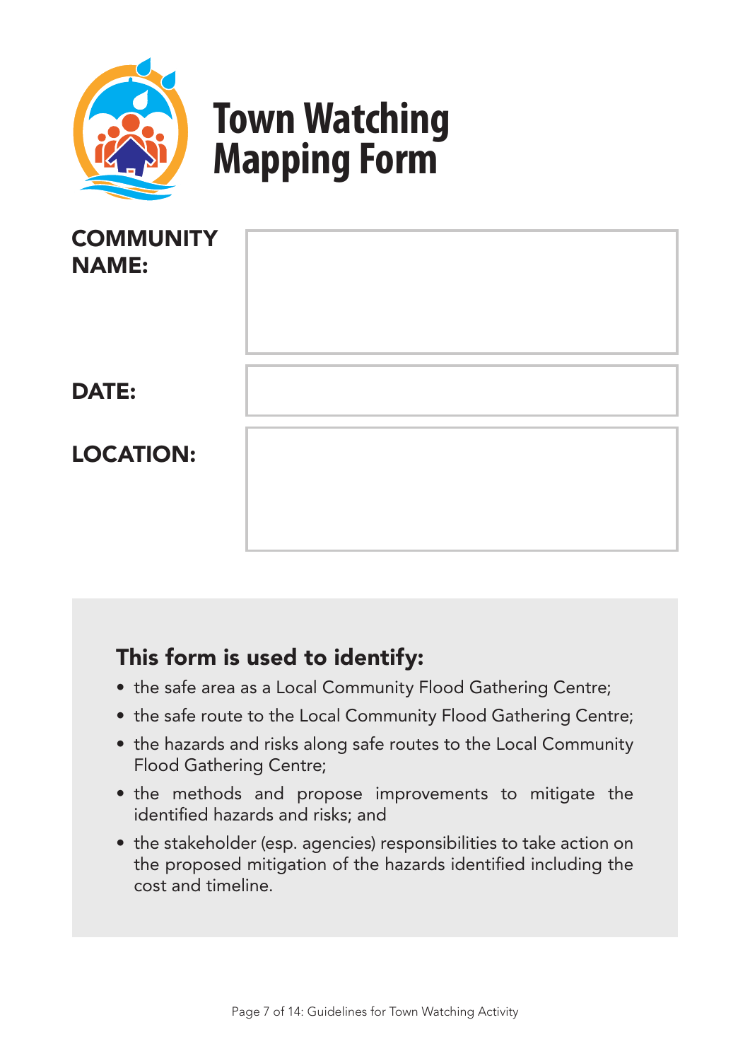# Town Watching Mapping Form

| | |
|---|---|
| **COMMUNITY NAME:** | |
| **DATE:** | |
| **LOCATION:** | |

### This form is used to identify:

- the safe area as a Local Community Flood Gathering Centre;
- the safe route to the Local Community Flood Gathering Centre;
- the hazards and risks along safe routes to the Local Community Flood Gathering Centre;
- the methods and propose improvements to mitigate the identified hazards and risks; and
- the stakeholder (esp. agencies) responsibilities to take action on the proposed mitigation of the hazards identified including the cost and timeline.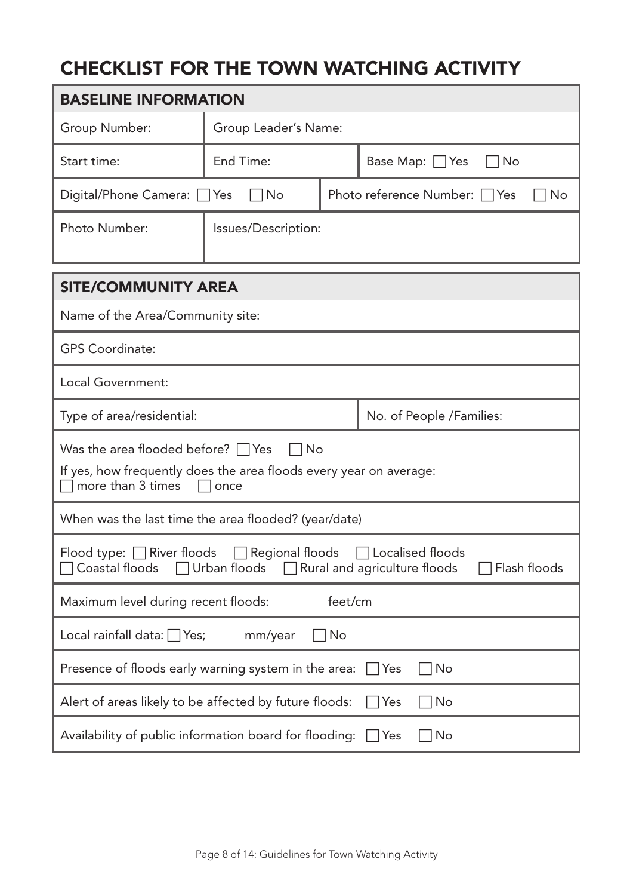# CHECKLIST FOR THE TOWN WATCHING ACTIVITY

| BASELINE INFORMATION | | |
|---|---|---|
| Group Number: | Group Leader's Name: | |
| Start time: | End Time: | Base Map: ☐ Yes ☐ No |
| Digital/Phone Camera: ☐ Yes ☐ No | Photo reference Number: ☐ Yes ☐ No | |
| Photo Number: | Issues/Description: | |

| SITE/COMMUNITY AREA | |
|---|---|
| Name of the Area/Community site: | |
| GPS Coordinate: | |
| Local Government: | |
| Type of area/residential: | No. of People /Families: |
| Was the area flooded before? ☐ Yes ☐ No<br>If yes, how frequently does the area floods every year on average:<br>☐ more than 3 times ☐ once | |
| When was the last time the area flooded? (year/date) | |
| Flood type: ☐ River floods ☐ Regional floods ☐ Localised floods<br>☐ Coastal floods ☐ Urban floods ☐ Rural and agriculture floods ☐ Flash floods | |
| Maximum level during recent floods: feet/cm | |
| Local rainfall data: ☐ Yes; mm/year ☐ No | |
| Presence of floods early warning system in the area: ☐ Yes ☐ No | |
| Alert of areas likely to be affected by future floods: ☐ Yes ☐ No | |
| Availability of public information board for flooding: ☐ Yes ☐ No | |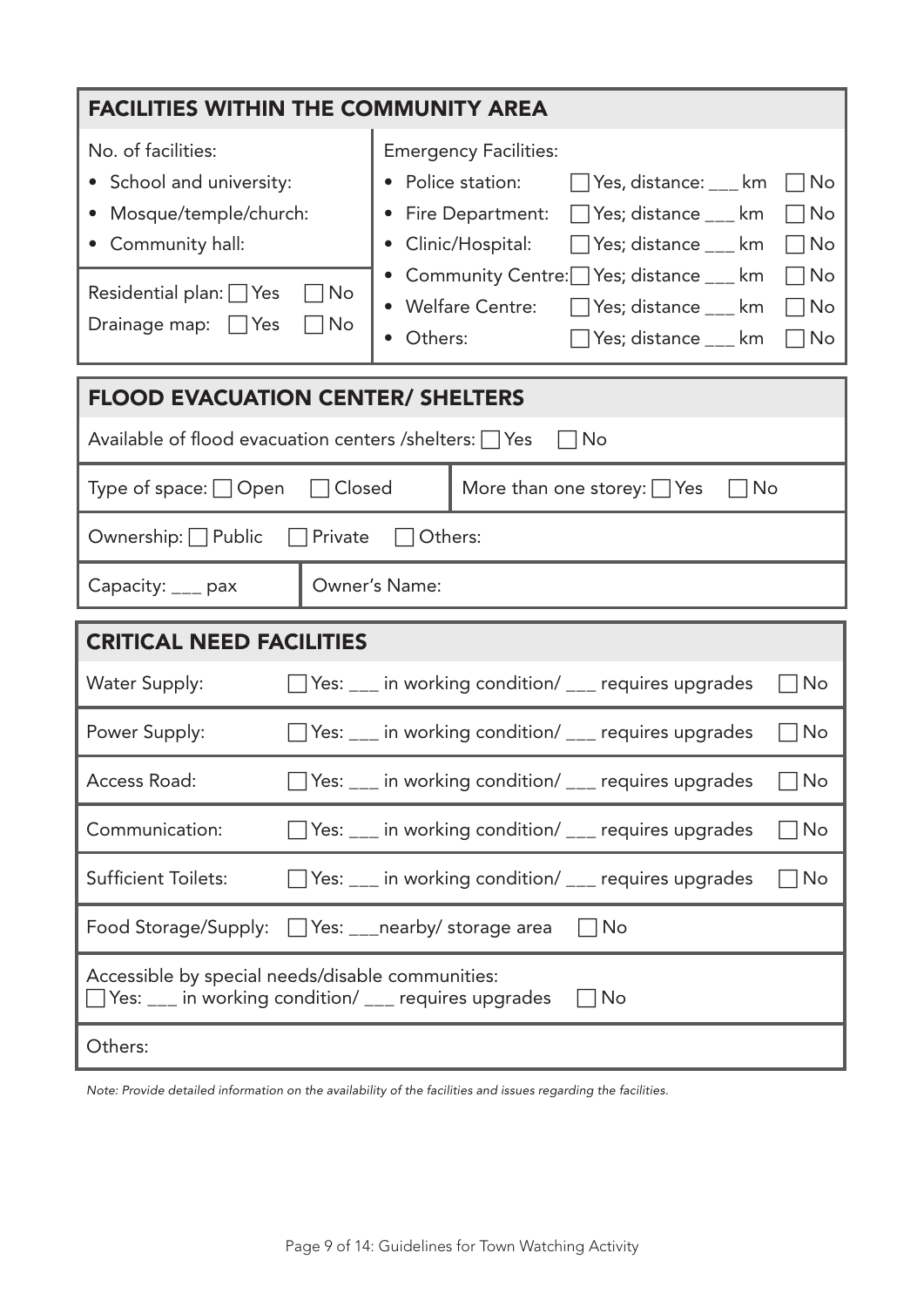## FACILITIES WITHIN THE COMMUNITY AREA

No. of facilities:

- School and university:
- Mosque/temple/church:
- Community hall:

Residential plan: ☐ Yes ☐ No
Drainage map: ☐ Yes ☐ No

Emergency Facilities:

- Police station: ☐ Yes, distance: ___ km ☐ No
- Fire Department: ☐ Yes; distance ___ km ☐ No
- Clinic/Hospital: ☐ Yes; distance ___ km ☐ No
- Community Centre: ☐ Yes; distance ___ km ☐ No
- Welfare Centre: ☐ Yes; distance ___ km ☐ No
- Others: ☐ Yes; distance ___ km ☐ No

## FLOOD EVACUATION CENTER/ SHELTERS

Available of flood evacuation centers /shelters: ☐ Yes ☐ No

Type of space: ☐ Open ☐ Closed | More than one storey: ☐ Yes ☐ No

Ownership: ☐ Public ☐ Private ☐ Others:

Capacity: ___ pax | Owner's Name:

## CRITICAL NEED FACILITIES

| | | |
|---|---|---|
| Water Supply: | ☐ Yes: ___ in working condition/ ___ requires upgrades | ☐ No |
| Power Supply: | ☐ Yes: ___ in working condition/ ___ requires upgrades | ☐ No |
| Access Road: | ☐ Yes: ___ in working condition/ ___ requires upgrades | ☐ No |
| Communication: | ☐ Yes: ___ in working condition/ ___ requires upgrades | ☐ No |
| Sufficient Toilets: | ☐ Yes: ___ in working condition/ ___ requires upgrades | ☐ No |
| Food Storage/Supply: | ☐ Yes: ___nearby/ storage area | ☐ No |

Accessible by special needs/disable communities:
☐ Yes: ___ in working condition/ ___ requires upgrades ☐ No

Others:

*Note: Provide detailed information on the availability of the facilities and issues regarding the facilities.*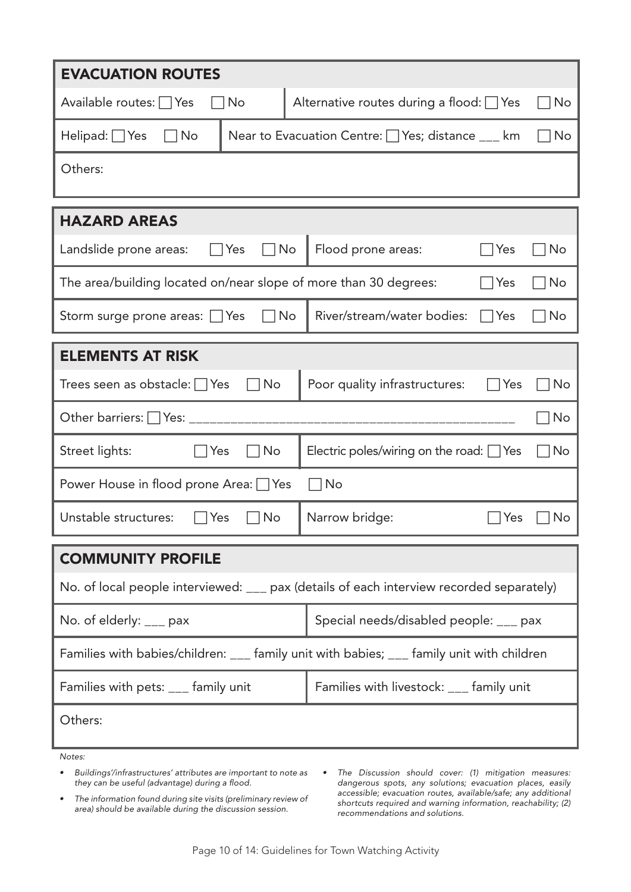## EVACUATION ROUTES

| | |
|---|---|
| Available routes: ☐ Yes ☐ No | Alternative routes during a flood: ☐ Yes ☐ No |
| Helipad: ☐ Yes ☐ No | Near to Evacuation Centre: ☐ Yes; distance ___ km ☐ No |
| Others: | |

## HAZARD AREAS

| | |
|---|---|
| Landslide prone areas: ☐ Yes ☐ No | Flood prone areas: ☐ Yes ☐ No |
| The area/building located on/near slope of more than 30 degrees: ☐ Yes ☐ No | |
| Storm surge prone areas: ☐ Yes ☐ No | River/stream/water bodies: ☐ Yes ☐ No |

## ELEMENTS AT RISK

| | |
|---|---|
| Trees seen as obstacle: ☐ Yes ☐ No | Poor quality infrastructures: ☐ Yes ☐ No |
| Other barriers: ☐ Yes: ______________________________________________ ☐ No | |
| Street lights: ☐ Yes ☐ No | Electric poles/wiring on the road: ☐ Yes ☐ No |
| Power House in flood prone Area: ☐ Yes ☐ No | |
| Unstable structures: ☐ Yes ☐ No | Narrow bridge: ☐ Yes ☐ No |

## COMMUNITY PROFILE

| | |
|---|---|
| No. of local people interviewed: ___ pax (details of each interview recorded separately) | |
| No. of elderly: ___ pax | Special needs/disabled people: ___ pax |
| Families with babies/children: ___ family unit with babies; ___ family unit with children | |
| Families with pets: ___ family unit | Families with livestock: ___ family unit |
| Others: | |

*Notes:*

- *Buildings'/infrastructures' attributes are important to note as they can be useful (advantage) during a flood.*
- *The information found during site visits (preliminary review of area) should be available during the discussion session.*
- *The Discussion should cover: (1) mitigation measures: dangerous spots, any solutions; evacuation places, easily accessible; evacuation routes, available/safe; any additional shortcuts required and warning information, reachability; (2) recommendations and solutions.*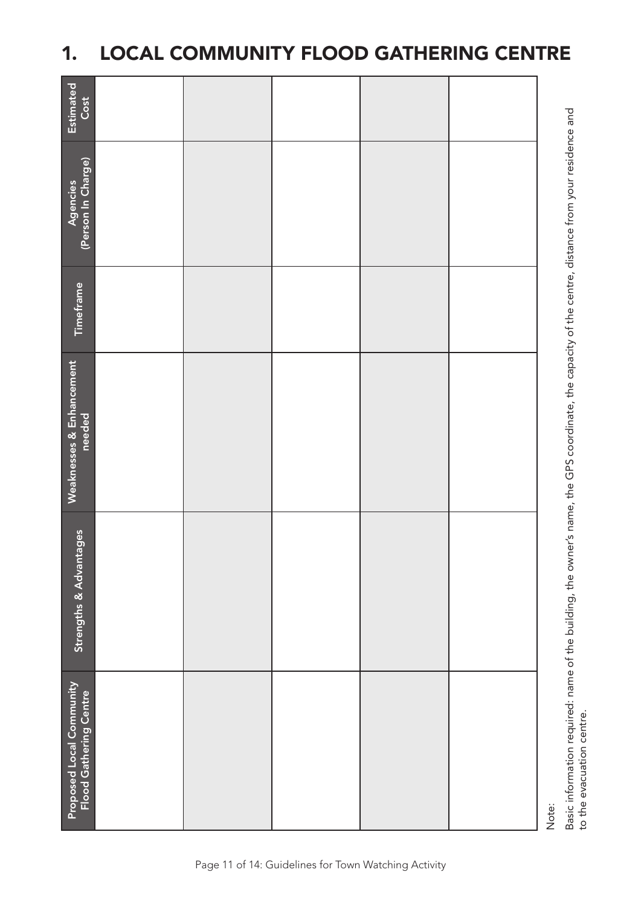# 1. LOCAL COMMUNITY FLOOD GATHERING CENTRE

| Proposed Local Community Flood Gathering Centre | Strengths & Advantages | Weaknesses & Enhancement needed | Timeframe | Agencies (Person In Charge) | Estimated Cost |
|---|---|---|---|---|---|
| | | | | | |
| | | | | | |
| | | | | | |
| | | | | | |
| | | | | | |

Note:

Basic information required: name of the building, the owner's name, the GPS coordinate, the capacity of the centre, distance from your residence and to the evacuation centre.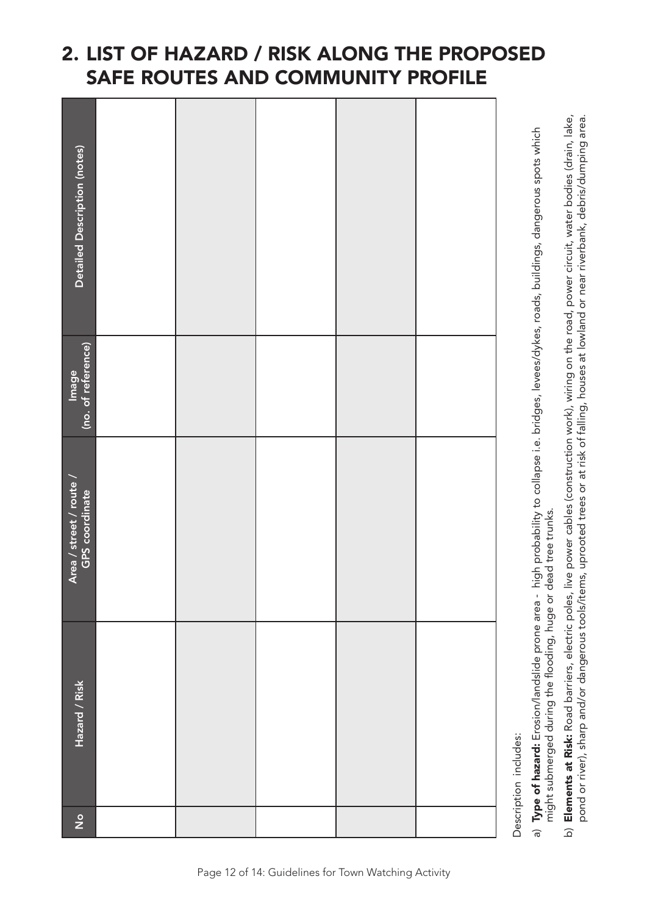## 2. LIST OF HAZARD / RISK ALONG THE PROPOSED SAFE ROUTES AND COMMUNITY PROFILE

| No | Hazard / Risk | Area / street / route / GPS coordinate | Image (no. of reference) | Detailed Description (notes) |
|---|---|---|---|---|
| | | | | |
| | | | | |
| | | | | |
| | | | | |
| | | | | |

Description includes:

a) **Type of hazard:** Erosion/landslide prone area - high probability to collapse i.e. bridges, levees/dykes, roads, buildings, dangerous spots which might submerged during the flooding, huge or dead tree trunks.

b) **Elements at Risk:** Road barriers, electric poles, live power cables (construction work), wiring on the road, power circuit, water bodies (drain, lake, pond or river), sharp and/or dangerous tools/items, uprooted trees or at risk of falling, houses at lowland or near riverbank, debris/dumping area.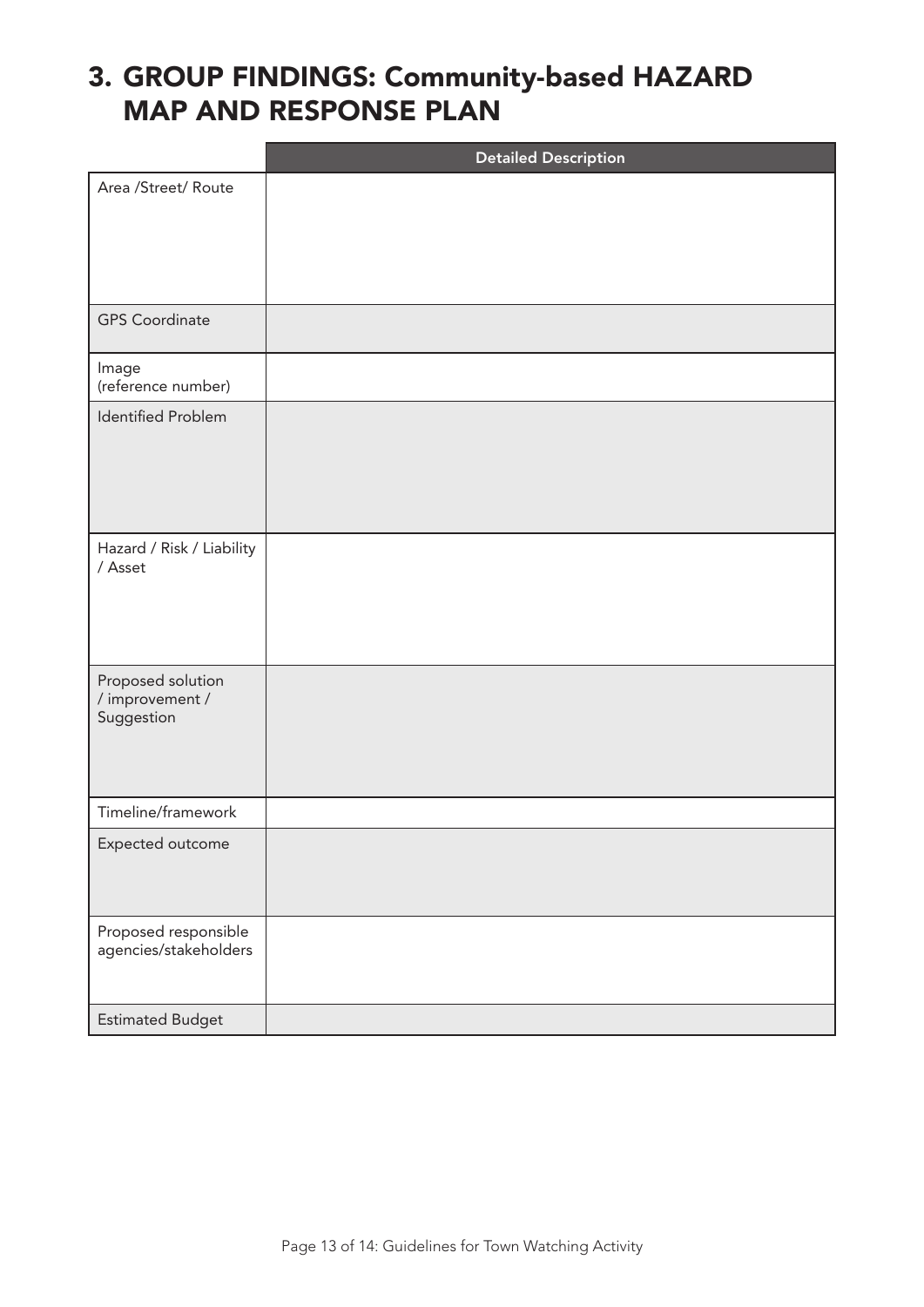## 3. GROUP FINDINGS: Community-based HAZARD MAP AND RESPONSE PLAN

| | Detailed Description |
|---|---|
| Area /Street/ Route | |
| GPS Coordinate | |
| Image (reference number) | |
| Identified Problem | |
| Hazard / Risk / Liability / Asset | |
| Proposed solution / improvement / Suggestion | |
| Timeline/framework | |
| Expected outcome | |
| Proposed responsible agencies/stakeholders | |
| Estimated Budget | |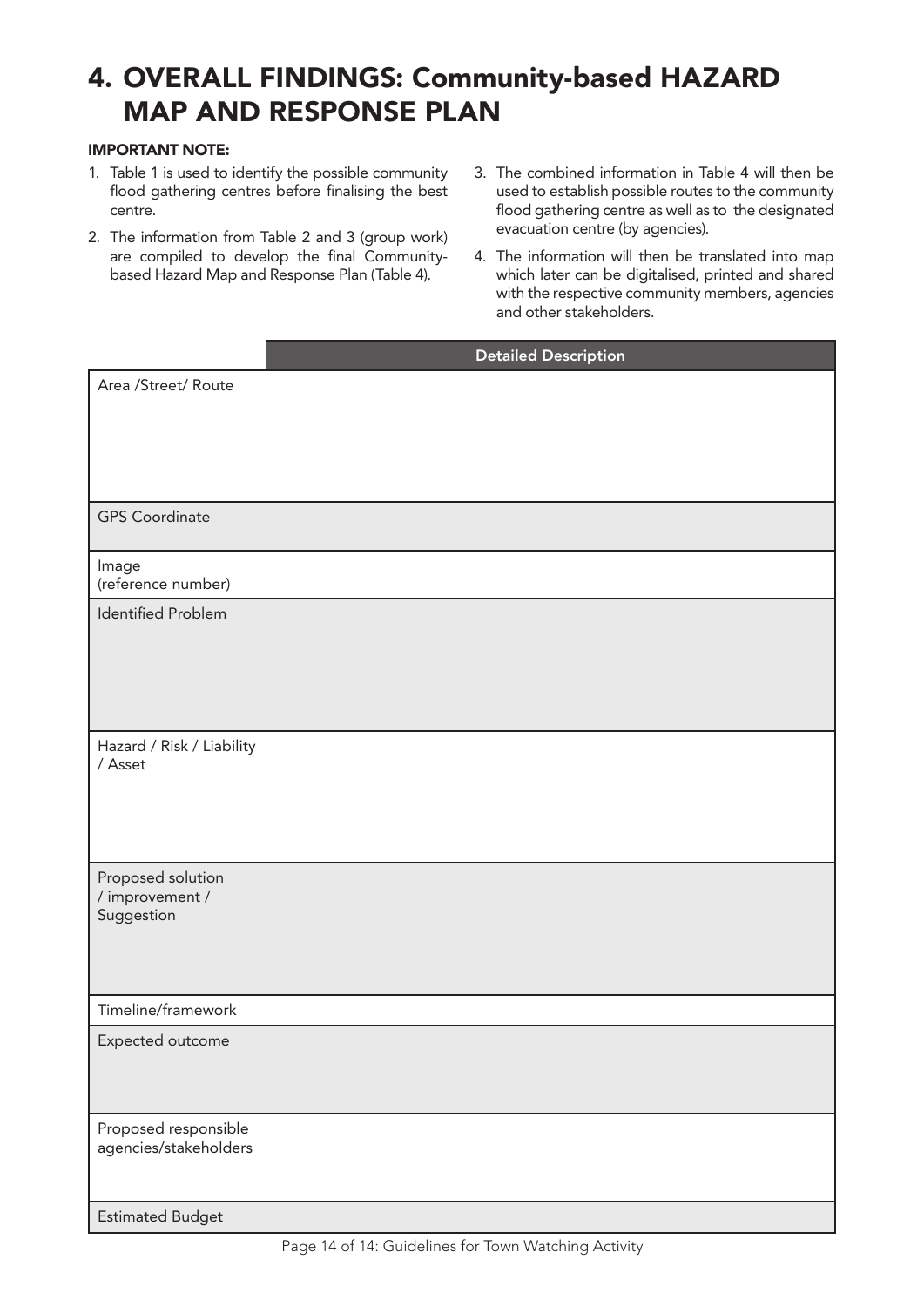# 4. OVERALL FINDINGS: Community-based HAZARD MAP AND RESPONSE PLAN

**IMPORTANT NOTE:**

1. Table 1 is used to identify the possible community flood gathering centres before finalising the best centre.
2. The information from Table 2 and 3 (group work) are compiled to develop the final Community-based Hazard Map and Response Plan (Table 4).
3. The combined information in Table 4 will then be used to establish possible routes to the community flood gathering centre as well as to the designated evacuation centre (by agencies).
4. The information will then be translated into map which later can be digitalised, printed and shared with the respective community members, agencies and other stakeholders.

| | Detailed Description |
|---|---|
| Area /Street/ Route | |
| GPS Coordinate | |
| Image (reference number) | |
| Identified Problem | |
| Hazard / Risk / Liability / Asset | |
| Proposed solution / improvement / Suggestion | |
| Timeline/framework | |
| Expected outcome | |
| Proposed responsible agencies/stakeholders | |
| Estimated Budget | |